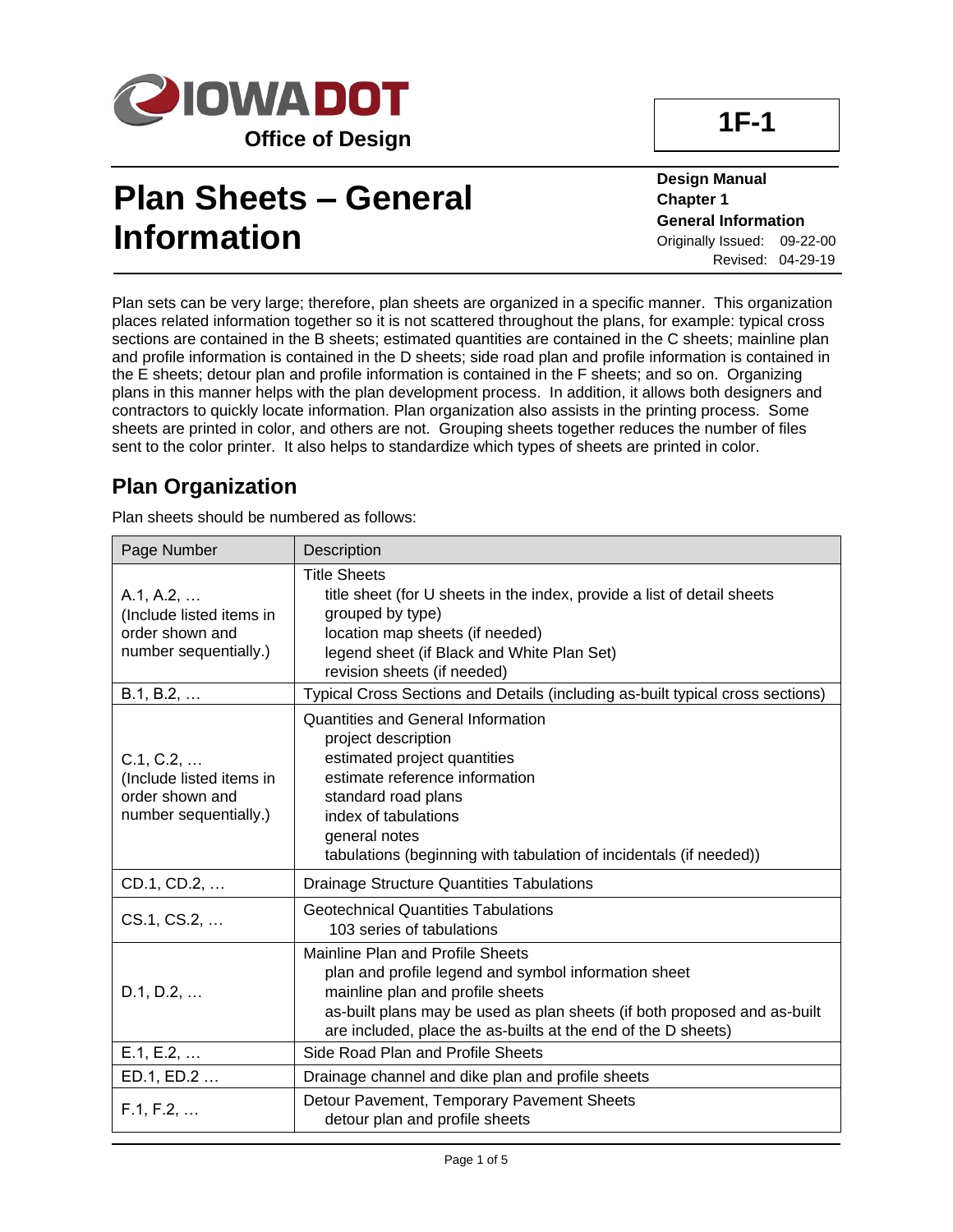IOWA DOT

Office of Design

**1F-1**

# Plan Sheets – General Information

**Design Manual**
**Chapter 1**
**General Information**
Originally Issued: 09-22-00
Revised: 04-29-19

Plan sets can be very large; therefore, plan sheets are organized in a specific manner. This organization places related information together so it is not scattered throughout the plans, for example: typical cross sections are contained in the B sheets; estimated quantities are contained in the C sheets; mainline plan and profile information is contained in the D sheets; side road plan and profile information is contained in the E sheets; detour plan and profile information is contained in the F sheets; and so on. Organizing plans in this manner helps with the plan development process. In addition, it allows both designers and contractors to quickly locate information. Plan organization also assists in the printing process. Some sheets are printed in color, and others are not. Grouping sheets together reduces the number of files sent to the color printer. It also helps to standardize which types of sheets are printed in color.

## Plan Organization

Plan sheets should be numbered as follows:

| Page Number | Description |
|---|---|
| A.1, A.2, … (Include listed items in order shown and number sequentially.) | Title Sheets<br>title sheet (for U sheets in the index, provide a list of detail sheets grouped by type)<br>location map sheets (if needed)<br>legend sheet (if Black and White Plan Set)<br>revision sheets (if needed) |
| B.1, B.2, … | Typical Cross Sections and Details (including as-built typical cross sections) |
| C.1, C.2, … (Include listed items in order shown and number sequentially.) | Quantities and General Information<br>project description<br>estimated project quantities<br>estimate reference information<br>standard road plans<br>index of tabulations<br>general notes<br>tabulations (beginning with tabulation of incidentals (if needed)) |
| CD.1, CD.2, … | Drainage Structure Quantities Tabulations |
| CS.1, CS.2, … | Geotechnical Quantities Tabulations<br>103 series of tabulations |
| D.1, D.2, … | Mainline Plan and Profile Sheets<br>plan and profile legend and symbol information sheet<br>mainline plan and profile sheets<br>as-built plans may be used as plan sheets (if both proposed and as-built are included, place the as-builts at the end of the D sheets) |
| E.1, E.2, … | Side Road Plan and Profile Sheets |
| ED.1, ED.2 … | Drainage channel and dike plan and profile sheets |
| F.1, F.2, … | Detour Pavement, Temporary Pavement Sheets<br>detour plan and profile sheets |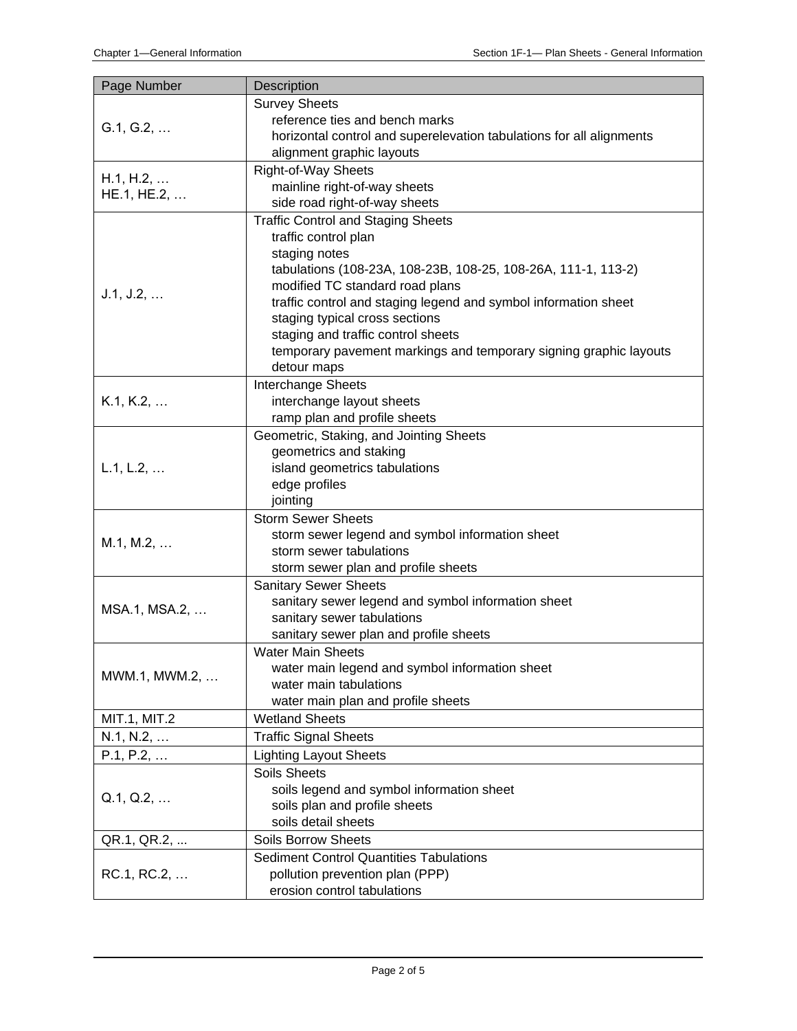| Page Number | Description |
|---|---|
| G.1, G.2, … | Survey Sheets<br>reference ties and bench marks<br>horizontal control and superelevation tabulations for all alignments<br>alignment graphic layouts |
| H.1, H.2, …<br>HE.1, HE.2, … | Right-of-Way Sheets<br>mainline right-of-way sheets<br>side road right-of-way sheets |
| J.1, J.2, … | Traffic Control and Staging Sheets<br>traffic control plan<br>staging notes<br>tabulations (108-23A, 108-23B, 108-25, 108-26A, 111-1, 113-2)<br>modified TC standard road plans<br>traffic control and staging legend and symbol information sheet<br>staging typical cross sections<br>staging and traffic control sheets<br>temporary pavement markings and temporary signing graphic layouts<br>detour maps |
| K.1, K.2, … | Interchange Sheets<br>interchange layout sheets<br>ramp plan and profile sheets |
| L.1, L.2, … | Geometric, Staking, and Jointing Sheets<br>geometrics and staking<br>island geometrics tabulations<br>edge profiles<br>jointing |
| M.1, M.2, … | Storm Sewer Sheets<br>storm sewer legend and symbol information sheet<br>storm sewer tabulations<br>storm sewer plan and profile sheets |
| MSA.1, MSA.2, … | Sanitary Sewer Sheets<br>sanitary sewer legend and symbol information sheet<br>sanitary sewer tabulations<br>sanitary sewer plan and profile sheets |
| MWM.1, MWM.2, … | Water Main Sheets<br>water main legend and symbol information sheet<br>water main tabulations<br>water main plan and profile sheets |
| MIT.1, MIT.2 | Wetland Sheets |
| N.1, N.2, … | Traffic Signal Sheets |
| P.1, P.2, … | Lighting Layout Sheets |
| Q.1, Q.2, … | Soils Sheets<br>soils legend and symbol information sheet<br>soils plan and profile sheets<br>soils detail sheets |
| QR.1, QR.2, ... | Soils Borrow Sheets |
| RC.1, RC.2, … | Sediment Control Quantities Tabulations<br>pollution prevention plan (PPP)<br>erosion control tabulations |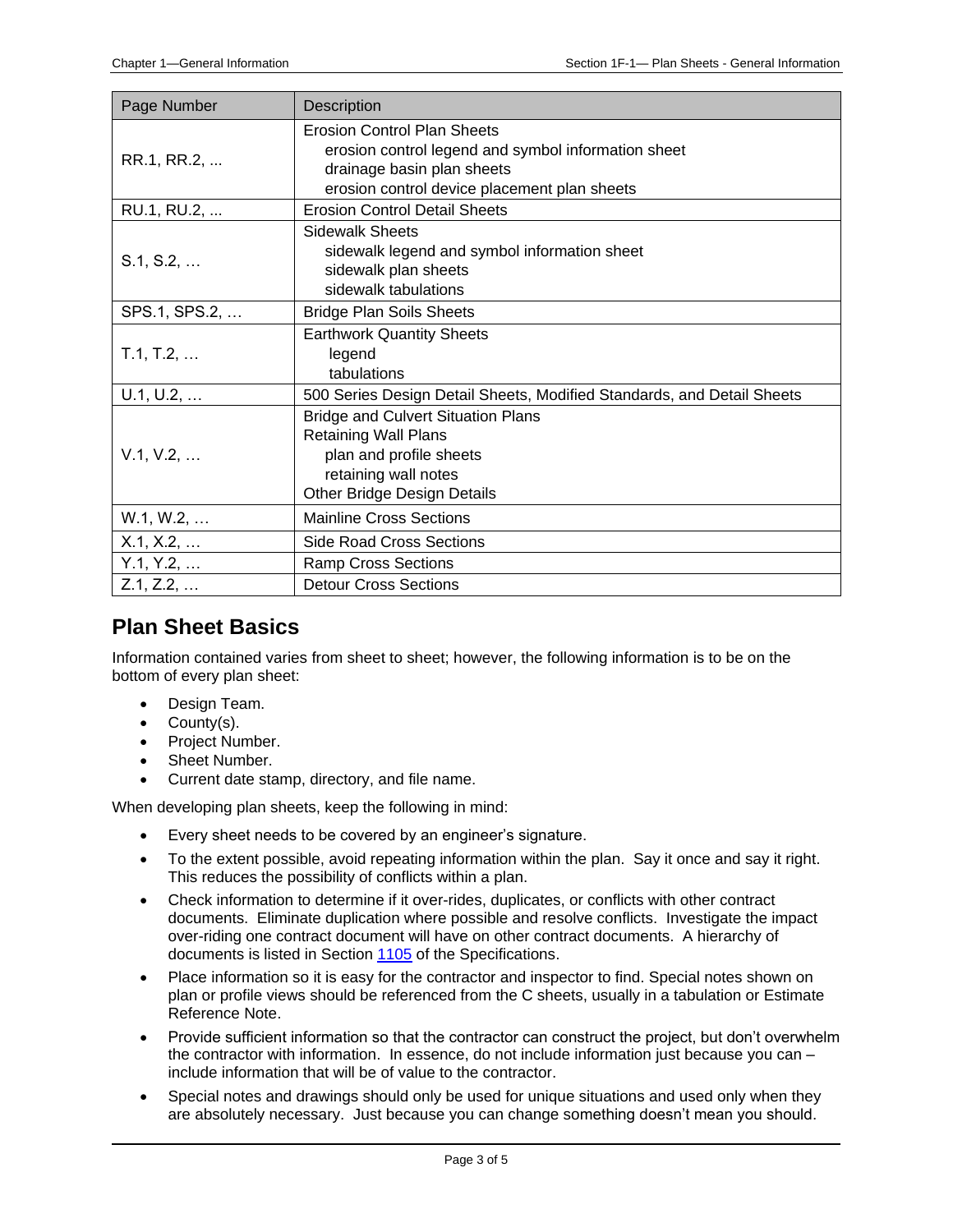| Page Number | Description |
| --- | --- |
| RR.1, RR.2, ... | Erosion Control Plan Sheets<br>erosion control legend and symbol information sheet<br>drainage basin plan sheets<br>erosion control device placement plan sheets |
| RU.1, RU.2, ... | Erosion Control Detail Sheets |
| S.1, S.2, … | Sidewalk Sheets<br>sidewalk legend and symbol information sheet<br>sidewalk plan sheets<br>sidewalk tabulations |
| SPS.1, SPS.2, … | Bridge Plan Soils Sheets |
| T.1, T.2, … | Earthwork Quantity Sheets<br>legend<br>tabulations |
| U.1, U.2, … | 500 Series Design Detail Sheets, Modified Standards, and Detail Sheets |
| V.1, V.2, … | Bridge and Culvert Situation Plans<br>Retaining Wall Plans<br>plan and profile sheets<br>retaining wall notes<br>Other Bridge Design Details |
| W.1, W.2, … | Mainline Cross Sections |
| X.1, X.2, … | Side Road Cross Sections |
| Y.1, Y.2, … | Ramp Cross Sections |
| Z.1, Z.2, … | Detour Cross Sections |

## Plan Sheet Basics

Information contained varies from sheet to sheet; however, the following information is to be on the bottom of every plan sheet:

- Design Team.
- County(s).
- Project Number.
- Sheet Number.
- Current date stamp, directory, and file name.

When developing plan sheets, keep the following in mind:

- Every sheet needs to be covered by an engineer's signature.
- To the extent possible, avoid repeating information within the plan. Say it once and say it right. This reduces the possibility of conflicts within a plan.
- Check information to determine if it over-rides, duplicates, or conflicts with other contract documents. Eliminate duplication where possible and resolve conflicts. Investigate the impact over-riding one contract document will have on other contract documents. A hierarchy of documents is listed in Section 1105 of the Specifications.
- Place information so it is easy for the contractor and inspector to find. Special notes shown on plan or profile views should be referenced from the C sheets, usually in a tabulation or Estimate Reference Note.
- Provide sufficient information so that the contractor can construct the project, but don't overwhelm the contractor with information. In essence, do not include information just because you can – include information that will be of value to the contractor.
- Special notes and drawings should only be used for unique situations and used only when they are absolutely necessary. Just because you can change something doesn't mean you should.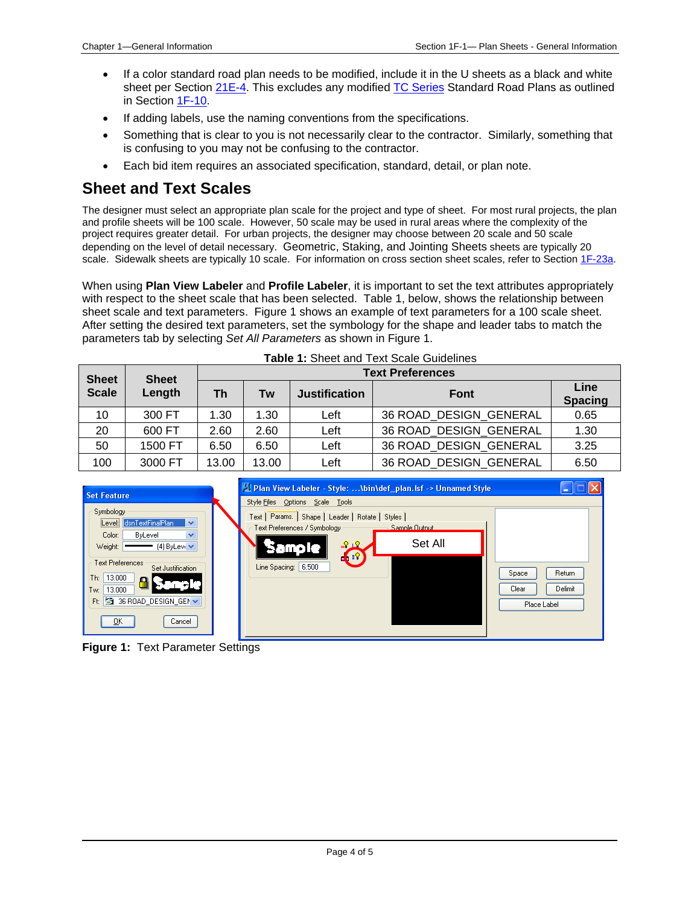- If a color standard road plan needs to be modified, include it in the U sheets as a black and white sheet per Section 21E-4. This excludes any modified TC Series Standard Road Plans as outlined in Section 1F-10.
- If adding labels, use the naming conventions from the specifications.
- Something that is clear to you is not necessarily clear to the contractor. Similarly, something that is confusing to you may not be confusing to the contractor.
- Each bid item requires an associated specification, standard, detail, or plan note.

## Sheet and Text Scales

The designer must select an appropriate plan scale for the project and type of sheet. For most rural projects, the plan and profile sheets will be 100 scale. However, 50 scale may be used in rural areas where the complexity of the project requires greater detail. For urban projects, the designer may choose between 20 scale and 50 scale depending on the level of detail necessary. Geometric, Staking, and Jointing Sheets sheets are typically 20 scale. Sidewalk sheets are typically 10 scale. For information on cross section sheet scales, refer to Section 1F-23a.

When using **Plan View Labeler** and **Profile Labeler**, it is important to set the text attributes appropriately with respect to the sheet scale that has been selected. Table 1, below, shows the relationship between sheet scale and text parameters. Figure 1 shows an example of text parameters for a 100 scale sheet. After setting the desired text parameters, set the symbology for the shape and leader tabs to match the parameters tab by selecting *Set All Parameters* as shown in Figure 1.

**Table 1:** Sheet and Text Scale Guidelines

| Sheet Scale | Sheet Length | Text Preferences | | | | |
|---|---|---|---|---|---|---|
| | | Th | Tw | Justification | Font | Line Spacing |
| 10 | 300 FT | 1.30 | 1.30 | Left | 36 ROAD_DESIGN_GENERAL | 0.65 |
| 20 | 600 FT | 2.60 | 2.60 | Left | 36 ROAD_DESIGN_GENERAL | 1.30 |
| 50 | 1500 FT | 6.50 | 6.50 | Left | 36 ROAD_DESIGN_GENERAL | 3.25 |
| 100 | 3000 FT | 13.00 | 13.00 | Left | 36 ROAD_DESIGN_GENERAL | 6.50 |

**Figure 1:** Text Parameter Settings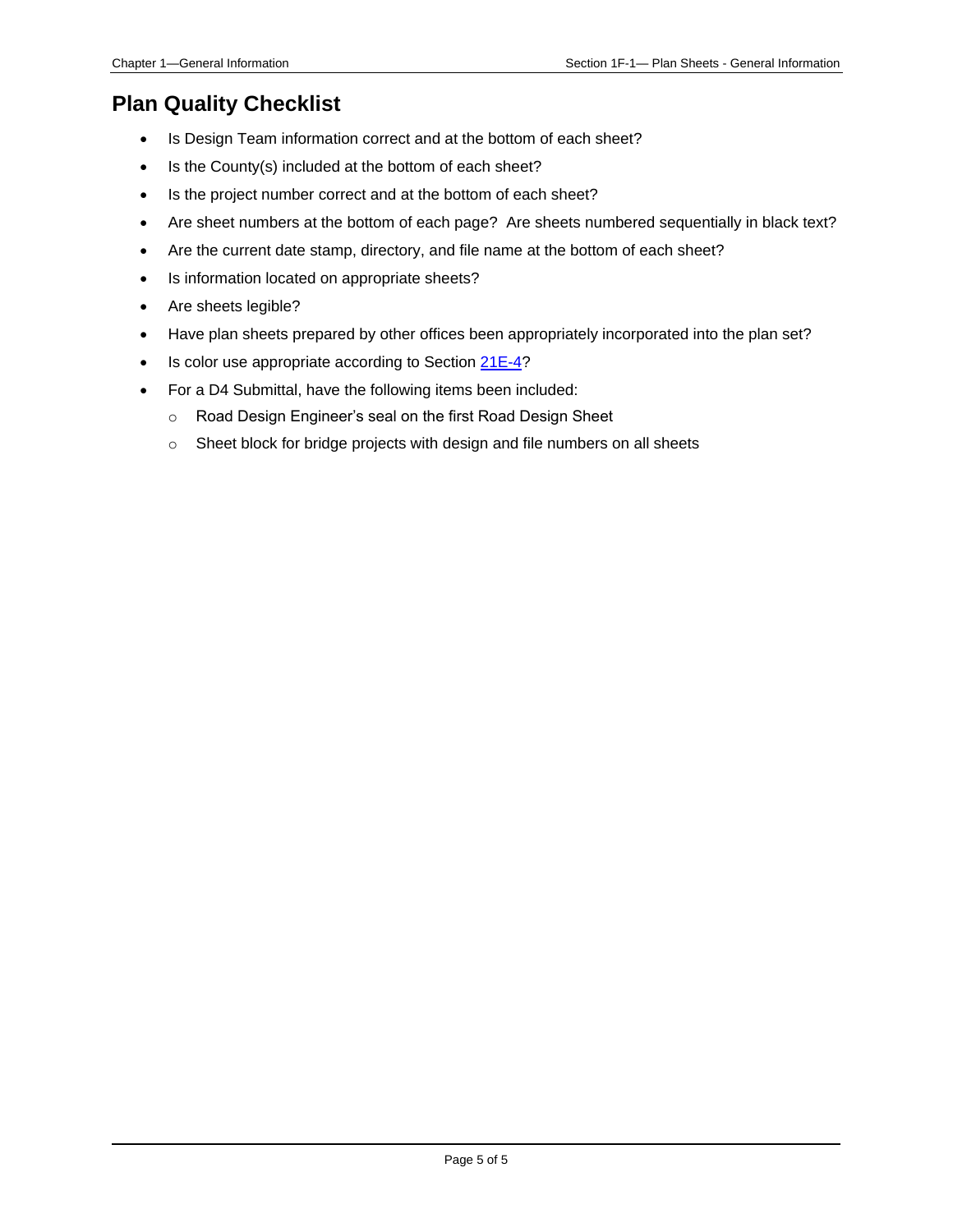## Plan Quality Checklist

- Is Design Team information correct and at the bottom of each sheet?
- Is the County(s) included at the bottom of each sheet?
- Is the project number correct and at the bottom of each sheet?
- Are sheet numbers at the bottom of each page? Are sheets numbered sequentially in black text?
- Are the current date stamp, directory, and file name at the bottom of each sheet?
- Is information located on appropriate sheets?
- Are sheets legible?
- Have plan sheets prepared by other offices been appropriately incorporated into the plan set?
- Is color use appropriate according to Section 21E-4?
- For a D4 Submittal, have the following items been included:
  - Road Design Engineer's seal on the first Road Design Sheet
  - Sheet block for bridge projects with design and file numbers on all sheets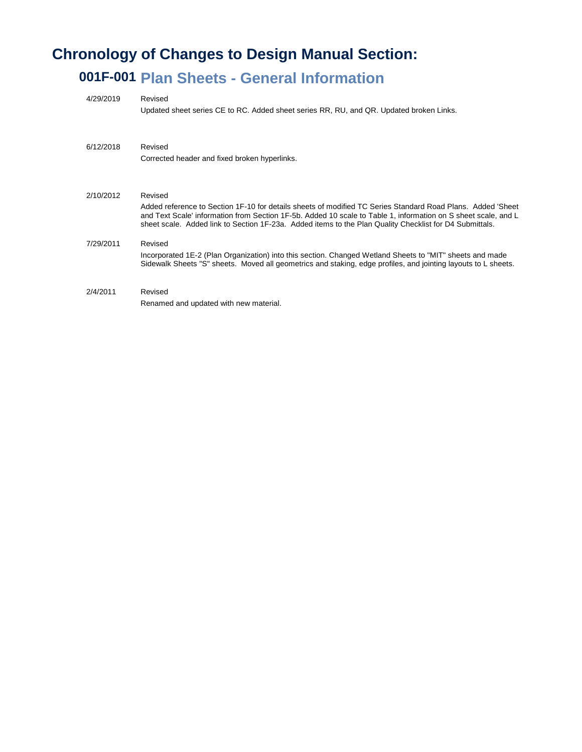# Chronology of Changes to Design Manual Section:

## 001F-001 Plan Sheets - General Information

| | |
|---|---|
| 4/29/2019 | Revised<br>Updated sheet series CE to RC. Added sheet series RR, RU, and QR. Updated broken Links. |
| 6/12/2018 | Revised<br>Corrected header and fixed broken hyperlinks. |
| 2/10/2012 | Revised<br>Added reference to Section 1F-10 for details sheets of modified TC Series Standard Road Plans. Added 'Sheet and Text Scale' information from Section 1F-5b. Added 10 scale to Table 1, information on S sheet scale, and L sheet scale. Added link to Section 1F-23a. Added items to the Plan Quality Checklist for D4 Submittals. |
| 7/29/2011 | Revised<br>Incorporated 1E-2 (Plan Organization) into this section. Changed Wetland Sheets to "MIT" sheets and made Sidewalk Sheets "S" sheets. Moved all geometrics and staking, edge profiles, and jointing layouts to L sheets. |
| 2/4/2011 | Revised<br>Renamed and updated with new material. |